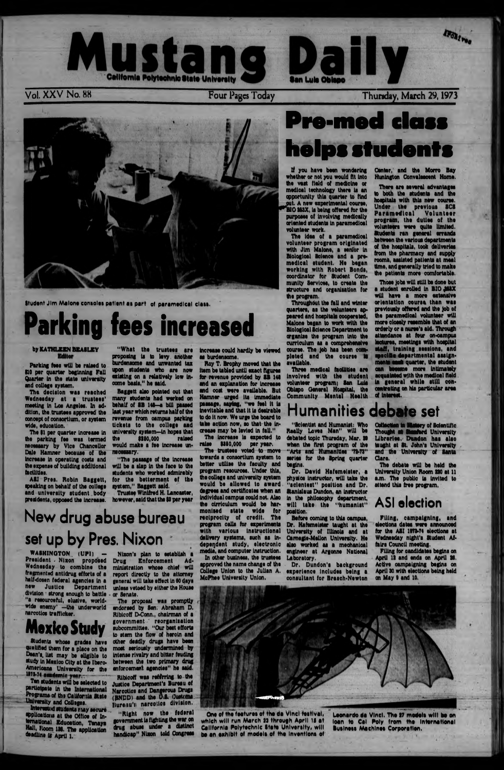# Mustang Daily

California Polytechnic State University — San Luis Obispo

Vol. XXV No. 88 — Four Pages Today — Thursday, March 29, 1973

Student Jim Malone consoles patient as part of paramedical class.

# Parking fees increased

by KATHLEEN BEASLEY
Editor

Parking fees will be raised to $10 per quarter beginning Fall Quarter in the state university and college system.

The decision was reached Wednesday at a trustees' meeting in Los Angeles. In addition, the trustees approved the concept of consortium, or system wide, education.

The $1 per quarter increase in the parking fee was termed necessary by Vice Chancellor Dale Hamner because of the increase in operating costs and the expense of building additional facilities.

ASI Pres. Robin Baggett, speaking on behalf of the college and university student body presidents, opposed the increase.

"What the trustees are proposing is to levy another burdensome and unwanted tax upon students who are now existing on a relatively low income basis," he said.

Baggett also pointed out that many students had worked on behalf of SB 148—a bill passed last year which returns half of the revenue from campus parking tickets to the college and university system—in hopes that the $350,000 raised would make a fee increase unnecessary.

"The passage of the increase will be a slap in the face to the students who worked admirably for the betterment of the system," Baggett said.

Trustee Winifred H. Lancaster, however, said that the $8 per year increase could hardly be viewed as burdensome.

Roy T. Brophy moved that the item be tabled until exact figures for revenue provided by SB 148 and an explanation for increase and cost were available. But Hamner urged its immediate passage, saying, "we feel it is inevitable and that it is desirable to do it now. We urge the board to take action now, so that the increase may be levied in fall."

The increase is expected to raise $350,000 per year.

The trustees voted to move towards a consortium system to better utilize the faculty and program resources. Under this, the college and university system would be allowed to award degrees and certificates when an individual campus could not. Also the curriculum would be harmonised state wide for reciprocity of credit. The program calls for experiments with various instructional delivery systems, such as independent study, electronic media, and computer instruction.

In other business, the trustees approved the name change of the College Union to the Julian A. McPhee University Union.

# Pre-med class helps students

If you have been wondering whether or not you would fit into the vast field of medicine or medical technology there is an opportunity this quarter to find out. A new experimental course, BIO 253X, is being offered for the purposes of involving medically oriented students in paramedical volunteer work.

The idea of a paramedical volunteer program originated with Jim Malone, a senior in Biological Science and a premedical student. He began working with Robert Bonds, coordinator for Student Community Services, to create the structure and organization for the program.

Throughout the fall and winter quarters, as the volunteers appeared and hospitals cooperated, Malone began to work with the Biological Science Department to organize the program into the curriculum as a comprehensive course. The job has been completed and the course is available.

Three medical facilities are involved with the student volunteer program; San Luis Obispo General Hospital, the Community Mental Health Center, and the Morro Bay Hunington Convalescent Home.

There are several advantages to both the students and the hospitals with this new course. Under the previous SCS Paramedical Volunteer program, the duties of the volunteers were quite limited. Students ran general errands between the various departments of the hospitals, took deliveries from the pharmacy and supply rooms, assisted patients at meal time, and generally tried to make the patients more comfortable.

Those jobs will still be done but a student enrolled in BIO 253X will have a more extensive orientation course than was previously offered and the job of the paramedical volunteer will more closely resemble that of an orderly or a nurse's aid. Through attendance at four on-campus lectures, meetings with hospital staff, training sessions, and specific departmental assignments each quarter, the student can become more intimately acquainted with the medical field in general while still concentrating on his particular area of interest.

## New drug abuse bureau set up by Pres. Nixon

WASHINGTON (UPI) — President Nixon proposed Wednesday to combine the fragmented antidrug efforts of a half-dozen federal agencies in a new Justice Department division strong enough to battle "a resourceful, elusive, worldwide enemy" —the underworld narcotics trafficker.

Nixon's plan to establish a Drug Enforcement Administration whose chief will report directly to the attorney general will take effect in 60 days unless vetoed by either the House or Senate.

The proposal was promptly endorsed by Sen. Abraham D. Ribicoff D-Conn., chairman of a government reorganization subcommittee. "Our best efforts to stem the flow of heroin and other deadly drugs have been most seriously undermined by intense rivalry and bitter feuding between the two primary drug enforcement agencies" he said.

Ribicoff was referring to the Justice Department's Bureau of Narcotics and Dangerous Drugs (BNDD) and the U.S. Customs Bureau's narcotics division.

"Right now the federal government is fighting the war on drug abuse under a distinct handicap" Nixon told Congress

## Mexico Study

Students whose grades have qualified them for a place on the Dean's list may be eligible to study in Mexico City at the Ibero-Americana University for the 1973-74 academic year.

Ten students will be selected to participate in the International Programs of the California State University and Colleges.

Interested students may secure applications at the Office of International Education, Tenaya Hall, Room 136. The application deadline is April 1.

## Humanities debate set

"Scientist and Humanist: Who Really Loves Man" will be debated topic Thursday, Mar. 29 when the first program of the "Arts and Humanities '72-73" series for the Spring quarter begins.

Dr. David Hafemeister, a physics instructor, will take the "scientest" position and Dr. Stanislaus Dundon, an instructor in the philosophy department, will take the "humanist" position.

Before coming to this campus, Dr. Hafemeister taught at the University of Illinois and at Carnegie-Mellon University. He also worked as a mechanical engineer at Argonne National Laboratory.

Dr. Dundon's background experience includes being a consultant for Brasch-Newton Collection in History of Scientific Thought at Stanford University Libraries. Dundon has also taught at St. John's University and the University of Santa Clara.

The debate will be held the University Union Room 220 at 11 a.m. The public is invited to attend this free program.

## ASI election

Filing, campaigning, and elections dates were announced for the ASI 1973-74 elections at Wednesday night's Student Affairs Council meeting.

Filing for candidates begins on April 13 and ends on April 26. Active campaigning begins on April 30 with elections being held on May 9 and 10.

One of the features of the da Vinci festival, which will run March 22 through April 15 at California Polytechnic State University, will be an exhibit of models of the inventions of Leonardo da Vinci. The 27 models will be on loan to Cal Poly from the International Business Machines Corporation.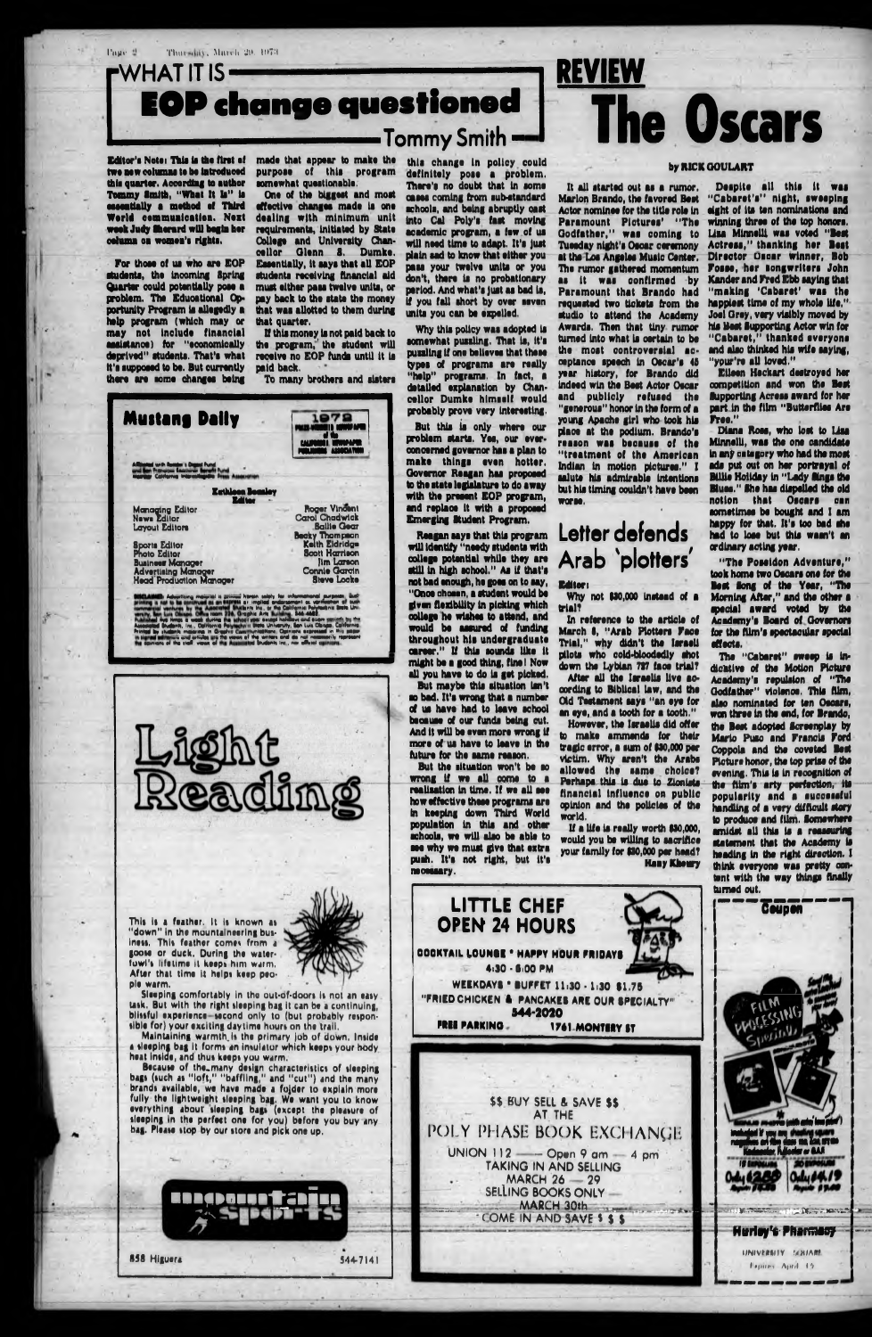## WHAT IT IS

# EOP change questioned

### Tommy Smith

Editor's Note: This is the first of two new columns to be introduced this quarter. According to author Tommy Smith, "What It Is" is essentially a method of Third World communication. Next week Judy Sherard will begin her column on women's rights.

For those of us who are EOP students, the incoming Spring Quarter could potentially pose a problem. The Educational Opportunity Program is allegedly a help program (which may or may not include financial assistance) for "economically deprived" students. That's what it's supposed to be. But currently there are some changes being made that appear to make the purpose of this program somewhat questionable.

One of the biggest and most effective changes made is one dealing with minimum unit requirements, initiated by State College and University Chancellor Glenn S. Dumke. Essentially, it says that all EOP students receiving financial aid must either pass twelve units, or pay back to the state the money that was allotted to them during that quarter.

If this money is not paid back to the program, the student will receive no EOP funds until it is paid back.

To many brothers and sisters this change in policy could definitely pose a problem. There's no doubt that in some cases coming from sub-standard schools, and being abruptly cast into Cal Poly's fast moving academic program, a few of us will need time to adapt. It's just plain sad to know that either you pass your twelve units or you don't, there is no probationary period. And what's just as bad is, if you fall short by over seven units you can be expelled.

Why this policy was adopted is somewhat puzzling. That is, it's puzzling if one believes that these types of programs are really "help" programs. In fact, a detailed explanation by Chancellor Dumke himself would probably prove very interesting.

But this is only where our problem starts. Yes, our ever-concerned governor has a plan to make things even hotter. Governor Reagan has proposed to the state legislature to do away with the present EOP program, and replace it with a proposed Emerging Student Program.

Reagan says that this program will identify "needy students with college potential while they are still in high school." As if that's not bad enough, he goes on to say, "Once chosen, a student would be given flexibility in picking which college he wishes to attend, and would be assured of funding throughout his undergraduate career." If this sounds like it might be a good thing, fine! Now all you have to do is get picked.

But maybe this situation isn't so bad. It's wrong that a number of us have had to leave school because of our funds being cut. And it will be even more wrong if more of us have to leave in the future for the same reason.

But the situation won't be so wrong if we all come to a realization in time. If we all see how effective these programs are in keeping down Third World population in this and other schools, we will also be able to see why we must give that extra push. It's not right, but it's necessary.

## Mustang Daily

1972 Prize-winning newspaper of the California Newspaper Publishers Association

Affiliated with Reader's Digest Fund and San Francisco Examiner Benefit Fund. Member California Intercollegiate Press Association

**Kathleen Beasley**
Editor

| | |
|---|---|
| Managing Editor | Roger Vincent |
| News Editor | Carol Chadwick |
| Layout Editors | Sallie Gear |
| | Becky Thompson |
| Sports Editor | Keith Eldridge |
| Photo Editor | Scott Harrison |
| Business Manager | Jim Larson |
| Advertising Manager | Connie Garcin |
| Head Production Manager | Steve Locke |

DISCLAIMER: Advertising material is printed herein solely for informational purposes. Such printing is not to be construed as an express or implied endorsement or verification of such commercial ventures by the Associated Students, Inc. or the California Polytechnic State University, San Luis Obispo. Office room 226, Graphic Arts Building. 546-4683. Published five times a week during the school year except holidays and exam periods by the Associated Students, Inc., California Polytechnic State University, San Luis Obispo, California. Printed by students majoring in Graphic Communications. Opinions expressed in this paper in signed editorials and articles are the views of the writers and do not necessarily represent the opinions of the staff, views of the Associated Students, Inc., nor official opinion.

# Light Reading

This is a feather. It is known as "down" in the mountaineering business. This feather comes from a goose or duck. During the waterfowl's lifetime it keeps him warm. After that time it helps keep people warm.

Sleeping comfortably in the out-of-doors is not an easy task. But with the right sleeping bag it can be a continuing, blissful experience—second only to (but probably responsible for) your exciting daytime hours on the trail.

Maintaining warmth is the primary job of down. Inside a sleeping bag it forms an insulator which keeps your body heat inside, and thus keeps you warm.

Because of the many design characteristics of sleeping bags (such as "loft," "baffling," and "cut") and the many brands available, we have made a folder to explain more fully the lightweight sleeping bag. We want you to know everything about sleeping bags (except the pleasure of sleeping in the perfect one for you) before you buy any bag. Please stop by our store and pick one up.

**mountain sports**

858 Higuera 544-7141

# REVIEW
# The Oscars

**by RICK GOULART**

It all started out as a rumor. Marlon Brando, the favored Best Actor nominee for the title role in Paramount Pictures' "The Godfather," was coming to Tuesday night's Oscar ceremony at the Los Angeles Music Center. The rumor gathered momentum as it was confirmed by Paramount that Brando had requested two tickets from the studio to attend the Academy Awards. Then that tiny rumor turned into what is certain to be the most controversial acceptance speech in Oscar's 45 year history, for Brando did indeed win the Best Actor Oscar and publicly refused the "generous" honor in the form of a young Apache girl who took his place at the podium. Brando's reason was because of the "treatment of the American Indian in motion pictures." I salute his admirable intentions but his timing couldn't have been worse.

Despite all this it was "Cabaret's" night, sweeping eight of its ten nominations and winning three of the top honors. Liza Minnelli was voted "Best Actress," thanking her Best Director Oscar winner, Bob Fosse, her songwriters John Kander and Fred Ebb saying that "making 'Cabaret' was the happiest time of my whole life." Joel Grey, very visibly moved by his Best Supporting Actor win for "Cabaret," thanked everyone and also thinked his wife saying, "you're all loved."

Eileen Heckart destroyed her competition and won the Best Supporting Actress award for her part in the film "Butterflies Are Free."

Diana Ross, who lost to Liza Minnelli, was the one candidate in any category who had the most ads put out on her portrayal of Billie Holiday in "Lady Sings the Blues." She has dispelled the old notion that Oscars can sometimes be bought and I am happy for that. It's too bad she had to lose but this wasn't an ordinary acting year.

"The Poseidon Adventure," took home two Oscars one for the Best Song of the Year, "The Morning After," and the other a special award voted by the Academy's Board of Governors for the film's spectacular special effects.

The "Cabaret" sweep is indicative of the Motion Picture Academy's repulsion of "The Godfather" violence. This film, also nominated for ten Oscars, won three in the end, for Brando, the Best adopted Screenplay by Mario Puzo and Francis Ford Coppola and the coveted Best Picture honor, the top prize of the evening. This is in recognition of the film's arty perfection, its popularity and a successful handling of a very difficult story to produce and film. Somewhere amidst all this is a reassuring statement that the Academy is heading in the right direction. I think everyone was pretty content with the way things finally turned out.

# Letter defends Arab 'plotters'

Editor:

Why not $30,000 instead of a trial?

In reference to the article of March 8, "Arab Plotters Face Trial," why didn't the Israeli pilots who cold-bloodedly shot down the Lybian 727 face trial?

After all the Israelis live according to Biblical law, and the Old Testament says "an eye for an eye, and a tooth for a tooth."

However, the Israelis did offer to make ammends for their tragic error, a sum of $30,000 per victim. Why aren't the Arabs allowed the same choice? Perhaps this is due to Zionists financial influence on public opinion and the policies of the world.

If a life is really worth $30,000, would you be willing to sacrifice your family for $30,000 per head?

Nasy Khoury

**LITTLE CHEF**
**OPEN 24 HOURS**

COCKTAIL LOUNGE • HAPPY HOUR FRIDAYS
4:30 - 6:00 PM

WEEKDAYS • BUFFET 11:30 - 1:30 $1.75

"FRIED CHICKEN & PANCAKES ARE OUR SPECIALTY"

544-2020

FREE PARKING 1761 MONTEREY ST

$$ BUY SELL & SAVE $$
AT THE
POLY PHASE BOOK EXCHANGE

UNION 112 — Open 9 am — 4 pm
TAKING IN AND SELLING
MARCH 26 — 29
SELLING BOOKS ONLY —
MARCH 30th
COME IN AND SAVE $ $ $

**Coupon**

FILM PROCESSING Special

Hurley's Pharmacy
UNIVERSITY SQUARE
Expires April 15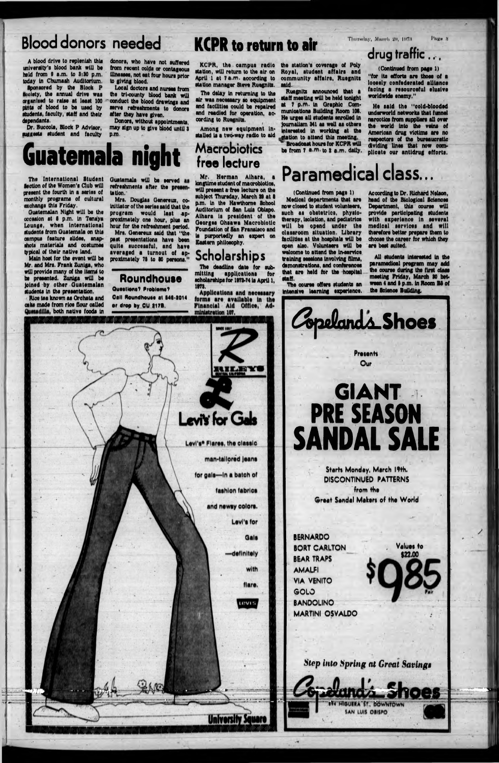## Blood donors needed

A blood drive to replenish this university's blood bank will be held from 9 a.m. to 3:30 p.m. today in Chumash Auditorium.

Sponsored by the Block P Society, the annual drive was organized to raise at least 100 pints of blood to be used by students, faculty, staff and their dependants.

Dr. Buccola, Block P Advisor, suggests student and faculty donors, who have not suffered from recent colds or contagious illnesses, not eat four hours prior to giving blood.

Local doctors and nurses from the tri-county blood bank will conduct the blood drawings and serve refreshments to donors after they have given.

Donors, without appointments, may sign up to give blood until 3 p.m.

## KCPR to return to air

KCPR, the campus radio station, will return to the air on April 1 at 7 a.m. according to station manager Steve Ruegnitz.

The delay in returning to the air was necessary so equipment and facilities could be repaired and readied for operation, according to Ruegnitz.

Among new equipment installed is a two-way radio to aid the station's coverage of Poly Royal, student affairs and community affairs, Ruegnitz said.

Ruegnitz announced that a staff meeting will be held tonight at 7 p.m. in Graphic Communications Building Room 106. He urges all students enrolled in journalism 341 as well as others interested in working at the station to attend this meeting.

Broadcast hours for KCPR will be from 7 a.m. to 2 a.m. daily.

## drug traffic...

(Continued from page 1)

"for its efforts are those of a loosely confederated alliance facing a resourceful elusive worldwide enemy."

He said the "cold-blooded underworld networks that funnel narcotics from suppliers all over the world into the veins of American drug victims are no respectors of the bureaucratic dividing lines that now complicate our antidrug efforts.

# Guatemala night

The International Student Section of the Women's Club will present the fourth in a series of monthly programs of cultural exchange this Friday.

Guatemalan Night will be the occasion at 8 p.m. in Tenaya Lounge, when international students from Guatemala on this campus feature slides, snapshots materials and costumes typical of their native land.

Main host for the event will be Mr. and Mrs. Frank Zuniga, who will provide many of the items to be presented. Zuniga will be joined by other Guatemalan students in the presentation.

Rice tea known as Orchata and cake made from rice flour called Quesadilla, both native foods in Guatemala will be served as refreshments after the presentation.

Mrs. Douglas Genereux, co-initiator of the series said that the program would last approximately one hour, plus an hour for the refreshment period.

Mrs. Genereux said that "the past presentations have been quite successful, and have averaged a turnout of approximately 75 to 80 persons."

**Roundhouse**

Questions? Problems?
Call Roundhouse at 546-2014 or drop by CU 217B.

## Macrobiotics free lecture

Mr. Herman Aihara, a longtime student of macrobiotics, will present a free lecture on the subject Thursday, March 29 at 8 p.m. in the Hawthorne School Auditorium of San Luis Obispo. Aihara is president of the Georges Ohsawa Macrobiotic Foundation of San Fransisco and is purportedly an expert on Eastern philosophy.

## Scholarships

The deadline date for submitting applications for scholarships for 1973-74 is April 1, 1973.

Applications and necessary forms are available in the Financial Aid Office, Administration 107.

# Paramedical class...

(Continued from page 1)

Medical departments that are now closed to student volunteers, such as obstetrics, physiotherapy, isolation, and pediatrics will be opend under the classroom situation. Library facilities at the hospitals will be open also. Volunteers will be welcome to attend the in-service training sessions involving films, demonstrations, and conferences that are held for the hospital staff.

The course offers students an intensive learning experience. According to Dr. Richard Nelson, head of the Biological Sciences Department, this course will provide participating students with experience in several medical services and will therefore better prepare them to choose the career for which they are best suited.

All students interested in the paramedical program may add the course during the first class meeting Friday, March 30 between 4 and 5 p.m. in Room 23 of the Science Building.

---

RILEYS

**Levi's for Gals**

Levi's® Flares, the classic man-tailored jeans for gals—in a batch of fashion fabrics and newsy colors. Levi's for Gals —definitely with flare.

University Square

---

**Copeland's Shoes**

Presents Our

# GIANT PRE SEASON SANDAL SALE

Starts Monday, March 19th.
DISCONTINUED PATTERNS from the Great Sandal Makers of the World

- BERNARDO
- BORT CARLTON
- BEAR TRAPS
- AMALFI
- VIA VENITO
- GOLO
- BANDOLINO
- MARTINI OSVALDO

Values to $22.00

**$985** Pair

*Step into Spring at Great Savings*

Copeland's Shoes
874 HIGUERA ST., DOWNTOWN
SAN LUIS OBISPO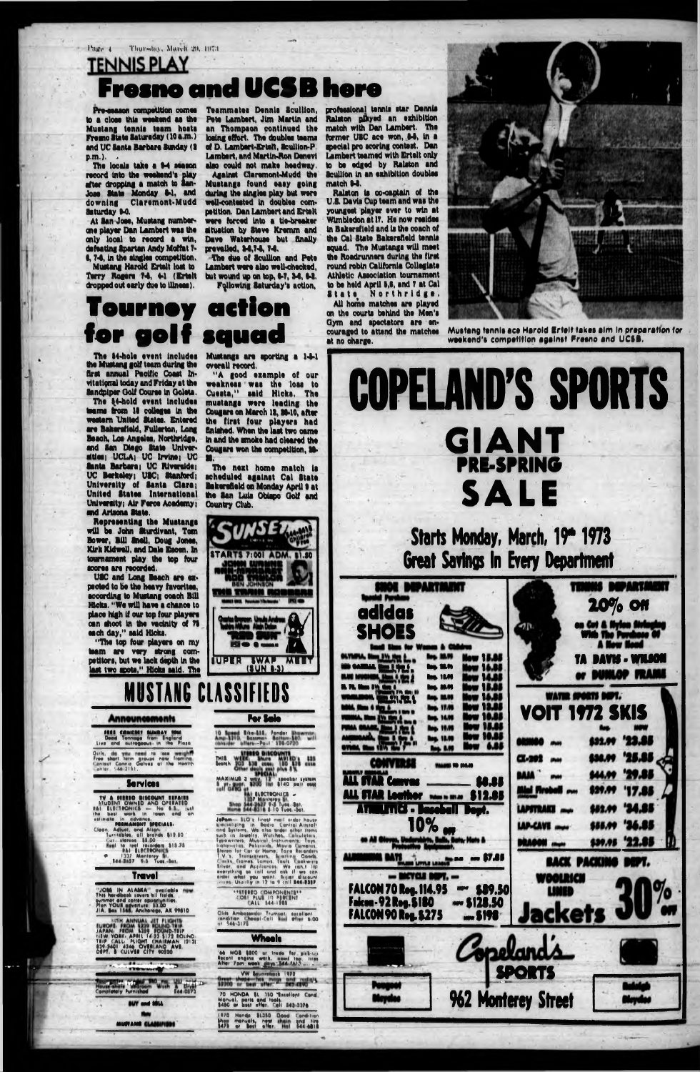## TENNIS PLAY

# Fresno and UCSB here

Pre-season competition comes to a close this weekend as the Mustang tennis team hosts Fresno State Saturday (10 a.m.) and UC Santa Barbara Sunday (2 p.m.).

The locals take a 9-4 season record into the weekend's play after dropping a match to San Jose State Monday 8-1, and downing Claremont-Mudd Saturday 9-0.

At San Jose, Mustang number-one player Dan Lambert was the only local to record a win, defeating Spartan Andy Moffat 7-6, 7-6, in the singles competition.

Mustang Harold Ertelt lost to Terry Rogers 7-6, 4-1 (Ertelt dropped out early due to illness).

Teammates Dennis Scullion, Pete Lambert, Jim Martin and Dan Thompson continued the losing effort. The doubles teams of D. Lambert-Ertelt, Scullion-P. Lambert, and Martin-Ron Denevi also could not make headway.

Against Claremont-Mudd the Mustangs found easy going during the singles play but were well-contested in doubles competition. Dan Lambert and Ertelt were forced into a tie-breaker situation by Steve Kremm and Dave Waterhouse but finally prevailed, 3-6, 7-6, 7-6.

The duo of Scullion and Pete Lambert were also well-checked, but wound up on top, 6-7, 3-6, 6-2.

Following Saturday's action, professional tennis star Dennis Ralston played an exhibition match with Dan Lambert. The former USC ace won, 8-5, in a special pro scoring contest. Dan Lambert teamed with Ertelt only to be edged by Ralston and Scullion in an exhibition doubles match 9-8.

Ralston is co-captain of the U.S. Davis Cup team and was the youngest player ever to win at Wimbledon at 17. He now resides in Bakersfield and is the coach of the Cal State Bakersfield tennis squad. The Mustangs will meet the Roadrunners during the first round robin California Collegiate Athletic Association tournament to be held April 5, 6, and 7 at Cal State Northridge.

All home matches are played on the courts behind the Men's Gym and spectators are encouraged to attend the matches at no charge.

Mustang tennis ace Harold Ertelt takes aim in preparation for weekend's competition against Fresno and UCSB.

# Tourney action for golf squad

The 54-hole event includes the Mustang golf team during the first annual Pacific Coast Invitational today and Friday at the Sandpiper Golf Course in Goleta. The 54-hold event includes teams from 18 colleges in the western United States. Entered are Bakersfield, Fullerton, Long Beach, Los Angeles, Northridge, and San Diego State Universities; UCLA; UC Irvine; UC Santa Barbara; UC Riverside; UC Berkeley; USC; Stanford; University of Santa Clara; United States International University; Air Force Academy; and Arizona State.

Representing the Mustangs will be John Sturdivant, Tom Bower, Bill Snell, Doug Jones, Kirk Kidwell, and Dale Esoen. In tournament play the top four scores are recorded.

USC and Long Beach are expected to be the heavy favorites, according to Mustang coach Bill Hicks. "We will have a chance to place high if our top four players can shoot in the vicinity of 75 each day," said Hicks.

"The top four players on my team are very strong competitors, but we lack depth in the last two spots," Hicks said. The Mustangs are sporting a 1-8-1 overall record.

"A good example of our weakness was the loss to Cuesta," said Hicks. The mustangs were leading the Cougars on March 13, 20-10, after the first four players had finished. When the last two came in and the smoke had cleared the Cougars won the competition, 30-22.

The next home match is scheduled against Cal State Bakersfield on Monday April 9 at the San Luis Obispo Golf and Country Club.

SUNSET DRIVE-IN
STARTS 7:00! ADM. $1.50
BEN JOHNSON
"RED SUN"
SUPER SWAP MEET (SUN 8-3)

# MUSTANG CLASSIFIEDS

### Announcements

FREE CONCERT SUNDAY 2PM Dead Tonnage from England Live and outrageous- in the Plaza

Girls, do you need to lose weight? Free short term group now forming. Contact Connie Galvez at the Health Center. 546-2151.

### Services

TV & STEREO DISCOUNT REPAIRS STUDENT OWNED AND OPERATED R&I ELECTRONICS — No B.S., just the best work in town and an estimate in advance. PERMANENT SPECIALS: Clean, Adjust, and Align: Turntables, all brands $12.50 Cur. stereos $8.00 Reel to reel recorders $15.75 R&I ELECTRONICS 1337 Monterey St. 544-2627 9-5 Tues.-Sat.

### Travel

"JOBS IN ALASKA" available now This handbook covers all fields, summer and career opportunities. Plan YOUR adventure! $3.00 JIA, Box 1565, Anchorage, AK 99510

11TH ANNUAL JET FLIGHTS EUROPE: FROM $239 ROUND-TRIP JAPAN: FROM $359 ROUND-TRIP NEW YORK: APRIL 14-22 $172 ROUND-TRIP CALL: FLIGHT CHAIRMAN (213) 839-2401 4246 OVERLAND AVE DEPT. B CULVER CITY 90230

Completely Furnished 544-0873

BUY and SELL thru MUSTANG CLASSIFIEDS

### For Sale

10 Speed Bike-$55, Fender Showman Amp-$310, Bassman Bottom-$60 will consider offers—Paul 528-0720

STEREO DISCOUNTS THIS WEEK Maxell 3M Scotch 203 ... case ... Other deals only plus 5% SPECIAL MAXIMUS 2 way 10" speaker system 5 yr. guar. $200 list $140 pair ... R&I ELECTRONICS 1337 Monterey St. Shop 544-2627 9-5 Tues.-Sat. Home 544-8318 5-10 Tues.-Sat.

JaPom— SLO's finest mail order house specializing in Radio Control Aircraft and Systems. We also order other items such as Jewelry, Watches, Calculators, Typewriters, Musical Instruments, Toys, Instruments, Polaroids, Marine Cameras, Stereo for Car or Home, Tape Recorders, TV's, Transceivers, Sporting Goods, Clocks, Games, Lamps, Tools, Cookware, Rings, and Appliances. We can't list everything so call and ask if we can order what you want. Super discount prices. Usually in 12 to 9 call 544-8387

**STEREO COMPONENTS** COST PLUS 10 PERCENT CALL 544-1985

Olds Ambassador Trumpet, excellent condition. Cheap-Call ... after 6:00 at 546-3175

### Wheels

'66 MGB $800 or trade for pick-up. Recent engine work, good top, tires. After 7pm week days 544-7413

VW Squareback 1972 Great shape ... best offer ...

70 HONDA SL 350 Excellent Cond. Manual, parts and tools $450 or best offer. Call 543-3376

1970 Honda SL350 Good Condition Shop manuals, new chain and tire $475 or best offer. Hal 544-6818

# COPELAND'S SPORTS

## GIANT PRE-SPRING SALE

### Starts Monday, March, 19th 1973
### Great Savings In Every Department

**SHOE DEPARTMENT**
Special Purchase
adidas SHOES
Small Sizes for Women & Children

| | Reg. | Now |
|---|---|---|
| OLYMPIA | Reg. 22.95 | Now 13.85 |
| ROD GARDNER | Reg. 22.95 | Now 14.85 |
| BLUE MOCCASIN | Reg. 19.95 | Now 14.85 |
| B. 76 | Reg. 20.95 | Now 13.85 |
| WIMBLEDON | Reg. 22.95 | Now 14.85 |
| ROMA | Reg. 17.95 | Now 12.85 |
| VIENNA | Reg. 14.95 | Now 10.85 |
| PUMA GRAND | Reg. 19.95 | Now 15.85 |
| AMERICANA | Reg. 12.95 | Now 10.85 |
| OTHIA | Reg. 8.95 | Now 6.85 |

**CONVERSE**
ALL STAR Canvas — $8.85
ALL STAR Leather — $12.85

**ATHLETICS - Baseball Dept.**
10% off on All Gloves, Uniforms, Balls, Bats, Hats & Protective Equipment

ALUMINUM BATS — $7.85

**BICYCLE DEPT.**
FALCON 70 Reg. 114.95 now $89.50
Falcon-92 Reg. $180 now $128.50
FALCON 90 Reg. $275 now $198

Peugeot Bicycles

**TENNIS DEPARTMENT**
20% Off on Gut & Nylon Stringing With The Purchase Of A New Head
TA DAVIS - WILSON or DUNLOP FRAME

**WATER SPORTS DEPT.**
**VOIT 1972 SKIS**

| | Reg. | NOW |
|---|---|---|
| ORINOCO | $32.99 | 23.85 |
| CX-202 | $36.99 | 25.85 |
| BAJA | $44.99 | 29.85 |
| Mini Fireball | $29.99 | 17.85 |
| LAPSTRAKE | $52.99 | 34.85 |
| LAP-CAVE | $55.99 | 36.85 |
| DRAGON | $39.95 | 22.85 |

**BACK PACKING DEPT.**
WOOLRICH LINED Jackets 30% off

Raleigh Bicycles

Copeland's SPORTS
962 Monterey Street